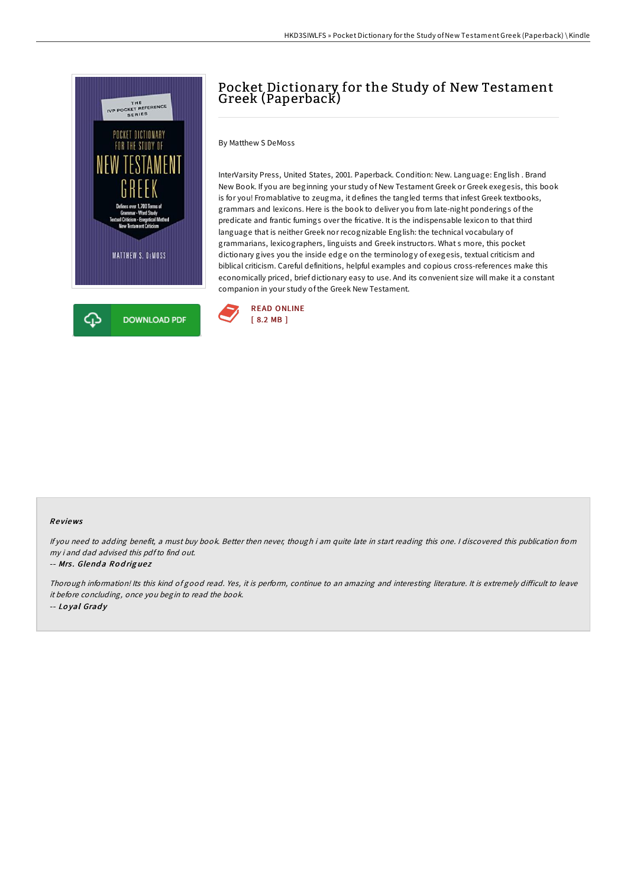# Pocket Dictionary for the Study of New Testament Greek (Paperback)

By Matthew S DeMoss

InterVarsity Press, United States, 2001. Paperback. Condition: New. Language: English . Brand New Book. If you are beginning your study of New Testament Greek or Greek exegesis, this book is for you! Fromablative to zeugma, it defines the tangled terms that infest Greek textbooks, grammars and lexicons. Here is the book to deliver you from late-night ponderings of the predicate and frantic fumings over the fricative. It is the indispensable lexicon to that third language that is neither Greek nor recognizable English: the technical vocabulary of grammarians, lexicographers, linguists and Greek instructors. What s more, this pocket dictionary gives you the inside edge on the terminology of exegesis, textual criticism and biblical criticism. Careful definitions, helpful examples and copious cross-references make this economically priced, brief dictionary easy to use. And its convenient size will make it a constant companion in your study of the Greek New Testament.

DOWNLOAD PDF

READ ONLINE
[ 8.2 MB ]

## Reviews

*If you need to adding benefit, a must buy book. Better then never, though i am quite late in start reading this one. I discovered this publication from my i and dad advised this pdf to find out.*

-- *Mrs. Glenda Rodriguez*

*Thorough information! Its this kind of good read. Yes, it is perform, continue to an amazing and interesting literature. It is extremely difficult to leave it before concluding, once you begin to read the book.*

-- *Loyal Grady*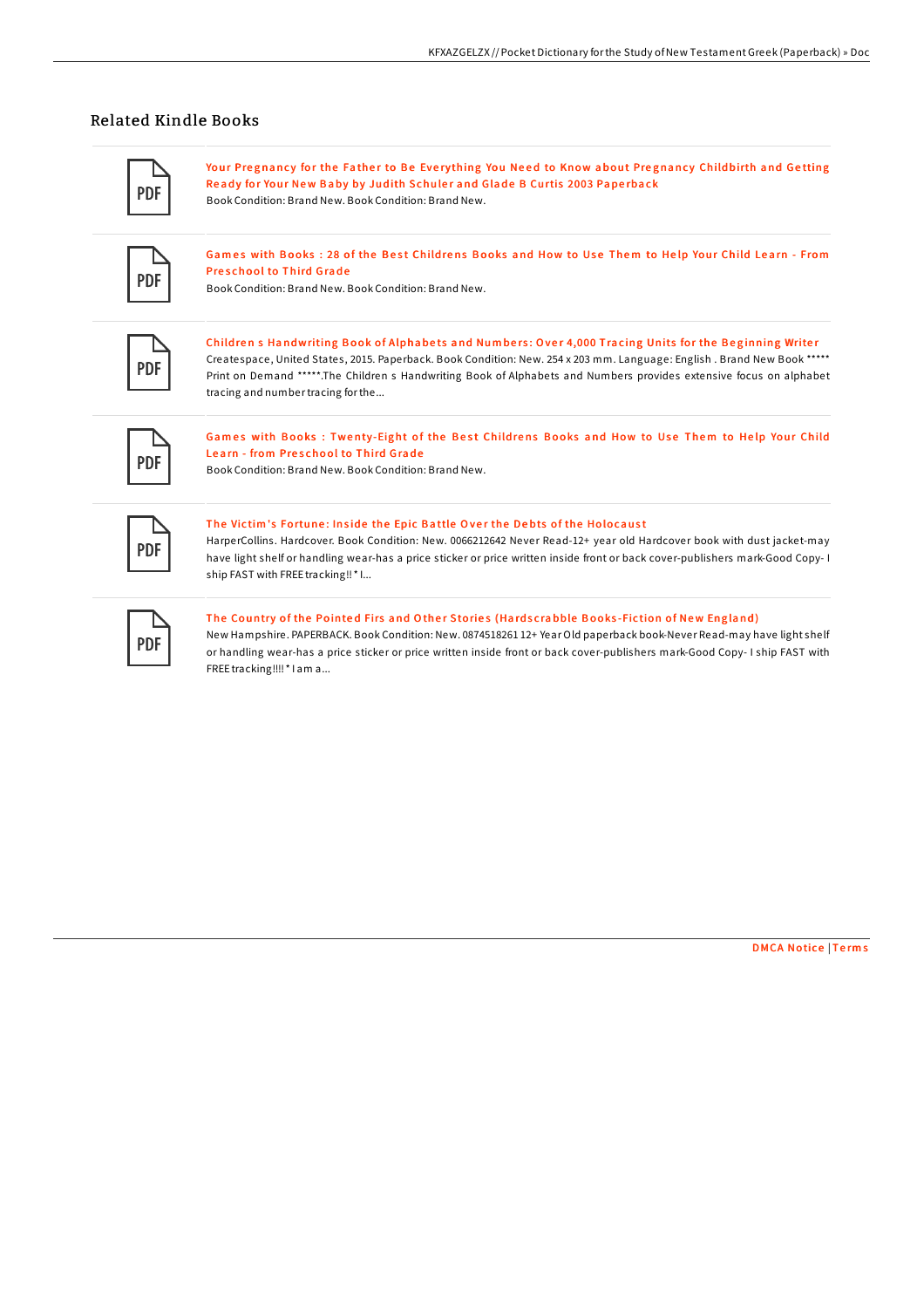## Related Kindle Books

**Your Pregnancy for the Father to Be Everything You Need to Know about Pregnancy Childbirth and Getting Ready for Your New Baby by Judith Schuler and Glade B Curtis 2003 Paperback**
Book Condition: Brand New. Book Condition: Brand New.

**Games with Books : 28 of the Best Childrens Books and How to Use Them to Help Your Child Learn - From Preschool to Third Grade**
Book Condition: Brand New. Book Condition: Brand New.

**Children s Handwriting Book of Alphabets and Numbers: Over 4,000 Tracing Units for the Beginning Writer**
Createspace, United States, 2015. Paperback. Book Condition: New. 254 x 203 mm. Language: English . Brand New Book ***** Print on Demand *****.The Children s Handwriting Book of Alphabets and Numbers provides extensive focus on alphabet tracing and number tracing for the...

**Games with Books : Twenty-Eight of the Best Childrens Books and How to Use Them to Help Your Child Learn - from Preschool to Third Grade**
Book Condition: Brand New. Book Condition: Brand New.

**The Victim's Fortune: Inside the Epic Battle Over the Debts of the Holocaust**
HarperCollins. Hardcover. Book Condition: New. 0066212642 Never Read-12+ year old Hardcover book with dust jacket-may have light shelf or handling wear-has a price sticker or price written inside front or back cover-publishers mark-Good Copy- I ship FAST with FREE tracking!! * I...

**The Country of the Pointed Firs and Other Stories (Hardscrabble Books-Fiction of New England)**
New Hampshire. PAPERBACK. Book Condition: New. 0874518261 12+ Year Old paperback book-Never Read-may have light shelf or handling wear-has a price sticker or price written inside front or back cover-publishers mark-Good Copy- I ship FAST with FREE tracking!!!! * I am a...